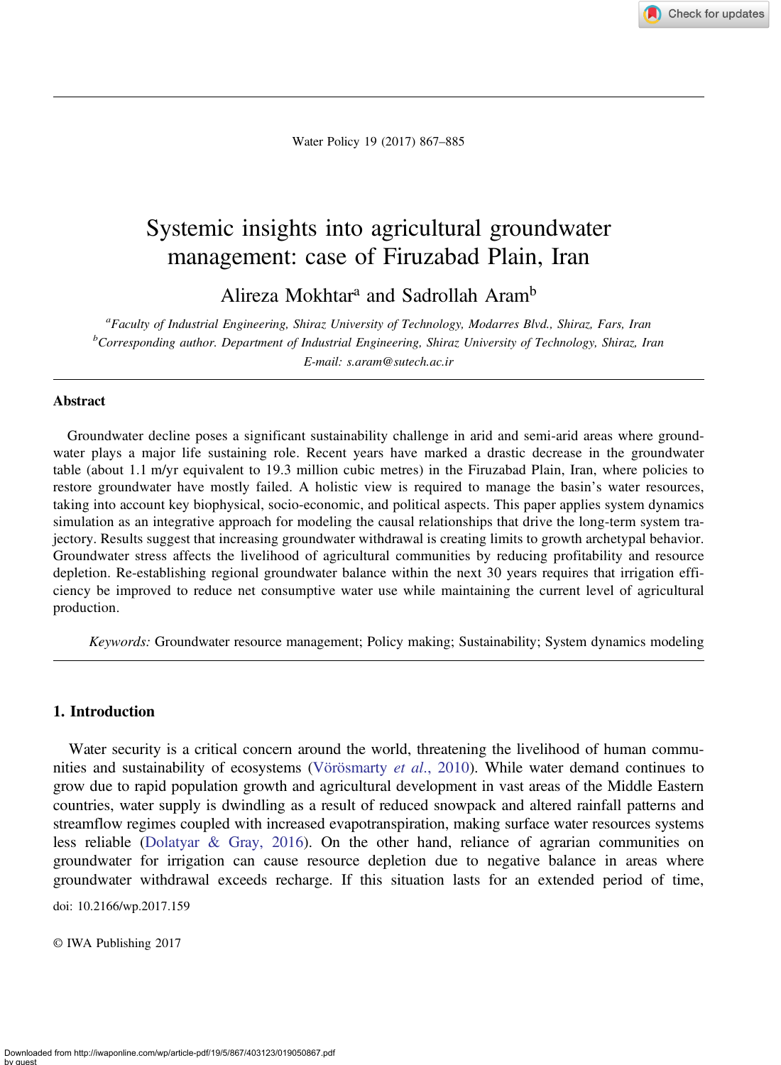# Systemic insights into agricultural groundwater management: case of Firuzabad Plain, Iran

Alireza Mokhtar[a] and Sadrollah Aram[b]

[a]*Faculty of Industrial Engineering, Shiraz University of Technology, Modarres Blvd., Shiraz, Fars, Iran*
[b]*Corresponding author. Department of Industrial Engineering, Shiraz University of Technology, Shiraz, Iran*
*E-mail: s.aram@sutech.ac.ir*

## Abstract

Groundwater decline poses a significant sustainability challenge in arid and semi-arid areas where groundwater plays a major life sustaining role. Recent years have marked a drastic decrease in the groundwater table (about 1.1 m/yr equivalent to 19.3 million cubic metres) in the Firuzabad Plain, Iran, where policies to restore groundwater have mostly failed. A holistic view is required to manage the basin's water resources, taking into account key biophysical, socio-economic, and political aspects. This paper applies system dynamics simulation as an integrative approach for modeling the causal relationships that drive the long-term system trajectory. Results suggest that increasing groundwater withdrawal is creating limits to growth archetypal behavior. Groundwater stress affects the livelihood of agricultural communities by reducing profitability and resource depletion. Re-establishing regional groundwater balance within the next 30 years requires that irrigation efficiency be improved to reduce net consumptive water use while maintaining the current level of agricultural production.

*Keywords:* Groundwater resource management; Policy making; Sustainability; System dynamics modeling

## 1. Introduction

Water security is a critical concern around the world, threatening the livelihood of human communities and sustainability of ecosystems (Vörösmarty *et al.*, 2010). While water demand continues to grow due to rapid population growth and agricultural development in vast areas of the Middle Eastern countries, water supply is dwindling as a result of reduced snowpack and altered rainfall patterns and streamflow regimes coupled with increased evapotranspiration, making surface water resources systems less reliable (Dolatyar & Gray, 2016). On the other hand, reliance of agrarian communities on groundwater for irrigation can cause resource depletion due to negative balance in areas where groundwater withdrawal exceeds recharge. If this situation lasts for an extended period of time,

doi: 10.2166/wp.2017.159

© IWA Publishing 2017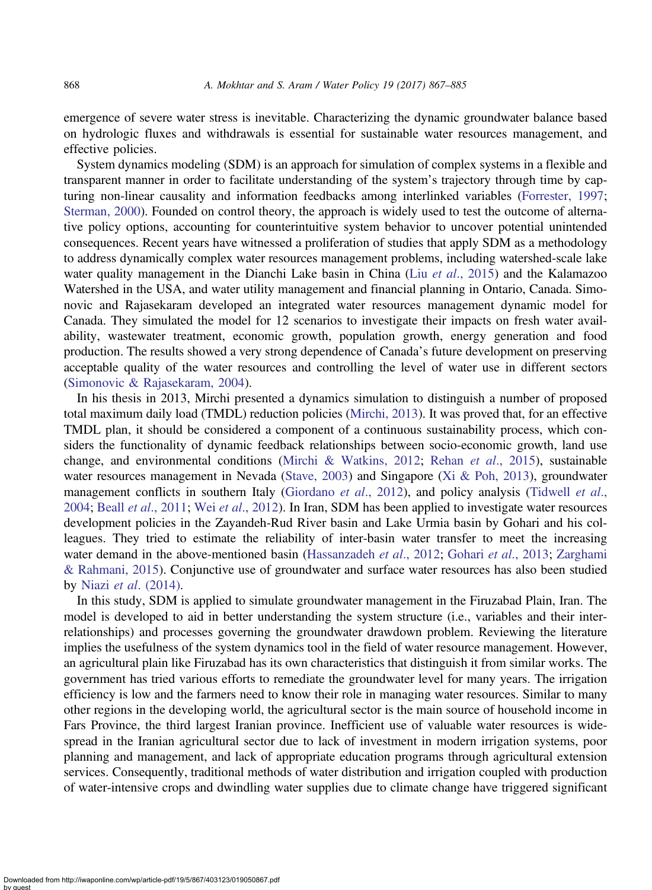emergence of severe water stress is inevitable. Characterizing the dynamic groundwater balance based on hydrologic fluxes and withdrawals is essential for sustainable water resources management, and effective policies.

System dynamics modeling (SDM) is an approach for simulation of complex systems in a flexible and transparent manner in order to facilitate understanding of the system's trajectory through time by capturing non-linear causality and information feedbacks among interlinked variables (Forrester, 1997; Sterman, 2000). Founded on control theory, the approach is widely used to test the outcome of alternative policy options, accounting for counterintuitive system behavior to uncover potential unintended consequences. Recent years have witnessed a proliferation of studies that apply SDM as a methodology to address dynamically complex water resources management problems, including watershed-scale lake water quality management in the Dianchi Lake basin in China (Liu *et al*., 2015) and the Kalamazoo Watershed in the USA, and water utility management and financial planning in Ontario, Canada. Simonovic and Rajasekaram developed an integrated water resources management dynamic model for Canada. They simulated the model for 12 scenarios to investigate their impacts on fresh water availability, wastewater treatment, economic growth, population growth, energy generation and food production. The results showed a very strong dependence of Canada's future development on preserving acceptable quality of the water resources and controlling the level of water use in different sectors (Simonovic & Rajasekaram, 2004).

In his thesis in 2013, Mirchi presented a dynamics simulation to distinguish a number of proposed total maximum daily load (TMDL) reduction policies (Mirchi, 2013). It was proved that, for an effective TMDL plan, it should be considered a component of a continuous sustainability process, which considers the functionality of dynamic feedback relationships between socio-economic growth, land use change, and environmental conditions (Mirchi & Watkins, 2012; Rehan *et al*., 2015), sustainable water resources management in Nevada (Stave, 2003) and Singapore (Xi & Poh, 2013), groundwater management conflicts in southern Italy (Giordano *et al*., 2012), and policy analysis (Tidwell *et al*., 2004; Beall *et al*., 2011; Wei *et al*., 2012). In Iran, SDM has been applied to investigate water resources development policies in the Zayandeh-Rud River basin and Lake Urmia basin by Gohari and his colleagues. They tried to estimate the reliability of inter-basin water transfer to meet the increasing water demand in the above-mentioned basin (Hassanzadeh *et al*., 2012; Gohari *et al*., 2013; Zarghami & Rahmani, 2015). Conjunctive use of groundwater and surface water resources has also been studied by Niazi *et al*. (2014).

In this study, SDM is applied to simulate groundwater management in the Firuzabad Plain, Iran. The model is developed to aid in better understanding the system structure (i.e., variables and their interrelationships) and processes governing the groundwater drawdown problem. Reviewing the literature implies the usefulness of the system dynamics tool in the field of water resource management. However, an agricultural plain like Firuzabad has its own characteristics that distinguish it from similar works. The government has tried various efforts to remediate the groundwater level for many years. The irrigation efficiency is low and the farmers need to know their role in managing water resources. Similar to many other regions in the developing world, the agricultural sector is the main source of household income in Fars Province, the third largest Iranian province. Inefficient use of valuable water resources is widespread in the Iranian agricultural sector due to lack of investment in modern irrigation systems, poor planning and management, and lack of appropriate education programs through agricultural extension services. Consequently, traditional methods of water distribution and irrigation coupled with production of water-intensive crops and dwindling water supplies due to climate change have triggered significant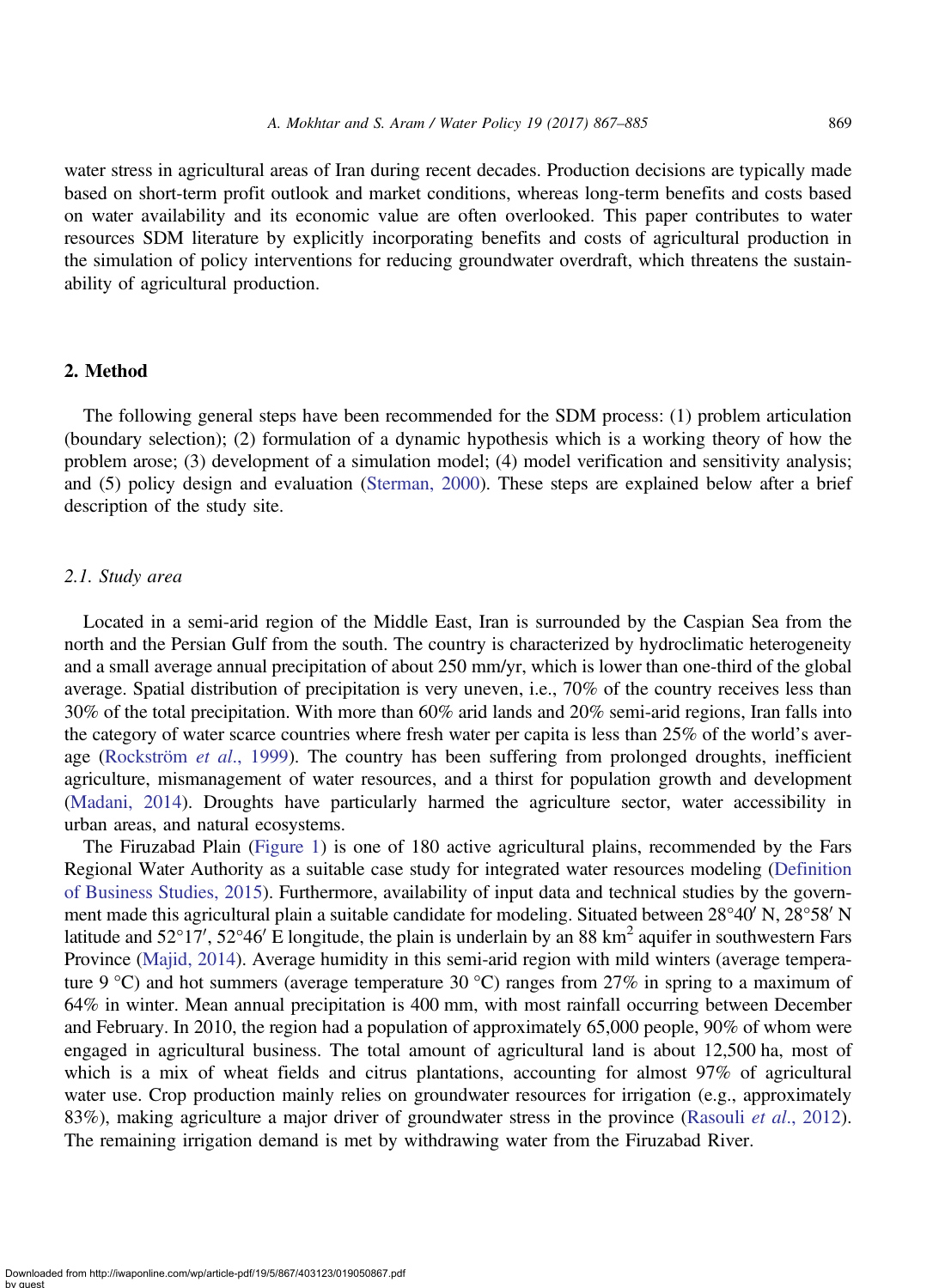water stress in agricultural areas of Iran during recent decades. Production decisions are typically made based on short-term profit outlook and market conditions, whereas long-term benefits and costs based on water availability and its economic value are often overlooked. This paper contributes to water resources SDM literature by explicitly incorporating benefits and costs of agricultural production in the simulation of policy interventions for reducing groundwater overdraft, which threatens the sustainability of agricultural production.

## 2. Method

The following general steps have been recommended for the SDM process: (1) problem articulation (boundary selection); (2) formulation of a dynamic hypothesis which is a working theory of how the problem arose; (3) development of a simulation model; (4) model verification and sensitivity analysis; and (5) policy design and evaluation (Sterman, 2000). These steps are explained below after a brief description of the study site.

### *2.1. Study area*

Located in a semi-arid region of the Middle East, Iran is surrounded by the Caspian Sea from the north and the Persian Gulf from the south. The country is characterized by hydroclimatic heterogeneity and a small average annual precipitation of about 250 mm/yr, which is lower than one-third of the global average. Spatial distribution of precipitation is very uneven, i.e., 70% of the country receives less than 30% of the total precipitation. With more than 60% arid lands and 20% semi-arid regions, Iran falls into the category of water scarce countries where fresh water per capita is less than 25% of the world's average (Rockström *et al.*, 1999). The country has been suffering from prolonged droughts, inefficient agriculture, mismanagement of water resources, and a thirst for population growth and development (Madani, 2014). Droughts have particularly harmed the agriculture sector, water accessibility in urban areas, and natural ecosystems.

The Firuzabad Plain (Figure 1) is one of 180 active agricultural plains, recommended by the Fars Regional Water Authority as a suitable case study for integrated water resources modeling (Definition of Business Studies, 2015). Furthermore, availability of input data and technical studies by the government made this agricultural plain a suitable candidate for modeling. Situated between 28°40′ N, 28°58′ N latitude and 52°17′, 52°46′ E longitude, the plain is underlain by an 88 $km^2$ aquifer in southwestern Fars Province (Majid, 2014). Average humidity in this semi-arid region with mild winters (average temperature 9 °C) and hot summers (average temperature 30 °C) ranges from 27% in spring to a maximum of 64% in winter. Mean annual precipitation is 400 mm, with most rainfall occurring between December and February. In 2010, the region had a population of approximately 65,000 people, 90% of whom were engaged in agricultural business. The total amount of agricultural land is about 12,500 ha, most of which is a mix of wheat fields and citrus plantations, accounting for almost 97% of agricultural water use. Crop production mainly relies on groundwater resources for irrigation (e.g., approximately 83%), making agriculture a major driver of groundwater stress in the province (Rasouli *et al.*, 2012). The remaining irrigation demand is met by withdrawing water from the Firuzabad River.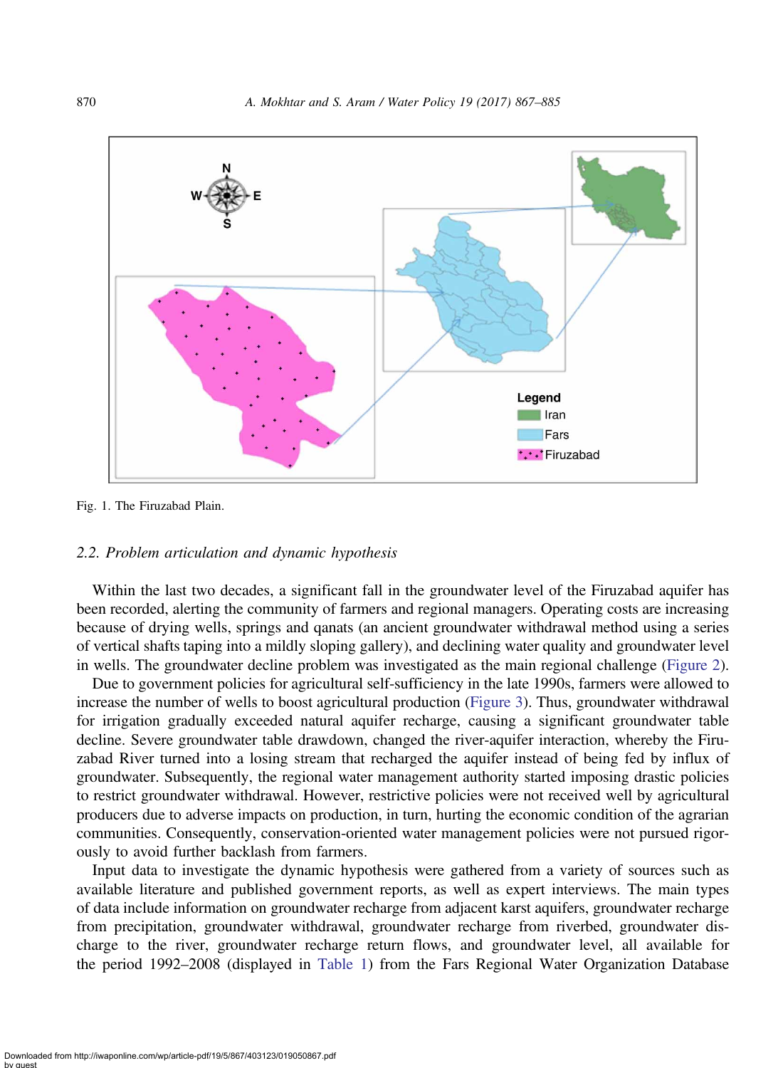Fig. 1. The Firuzabad Plain.

### 2.2. Problem articulation and dynamic hypothesis

Within the last two decades, a significant fall in the groundwater level of the Firuzabad aquifer has been recorded, alerting the community of farmers and regional managers. Operating costs are increasing because of drying wells, springs and qanats (an ancient groundwater withdrawal method using a series of vertical shafts taping into a mildly sloping gallery), and declining water quality and groundwater level in wells. The groundwater decline problem was investigated as the main regional challenge (Figure 2).

Due to government policies for agricultural self-sufficiency in the late 1990s, farmers were allowed to increase the number of wells to boost agricultural production (Figure 3). Thus, groundwater withdrawal for irrigation gradually exceeded natural aquifer recharge, causing a significant groundwater table decline. Severe groundwater table drawdown, changed the river-aquifer interaction, whereby the Firuzabad River turned into a losing stream that recharged the aquifer instead of being fed by influx of groundwater. Subsequently, the regional water management authority started imposing drastic policies to restrict groundwater withdrawal. However, restrictive policies were not received well by agricultural producers due to adverse impacts on production, in turn, hurting the economic condition of the agrarian communities. Consequently, conservation-oriented water management policies were not pursued rigorously to avoid further backlash from farmers.

Input data to investigate the dynamic hypothesis were gathered from a variety of sources such as available literature and published government reports, as well as expert interviews. The main types of data include information on groundwater recharge from adjacent karst aquifers, groundwater recharge from precipitation, groundwater withdrawal, groundwater recharge from riverbed, groundwater discharge to the river, groundwater recharge return flows, and groundwater level, all available for the period 1992–2008 (displayed in Table 1) from the Fars Regional Water Organization Database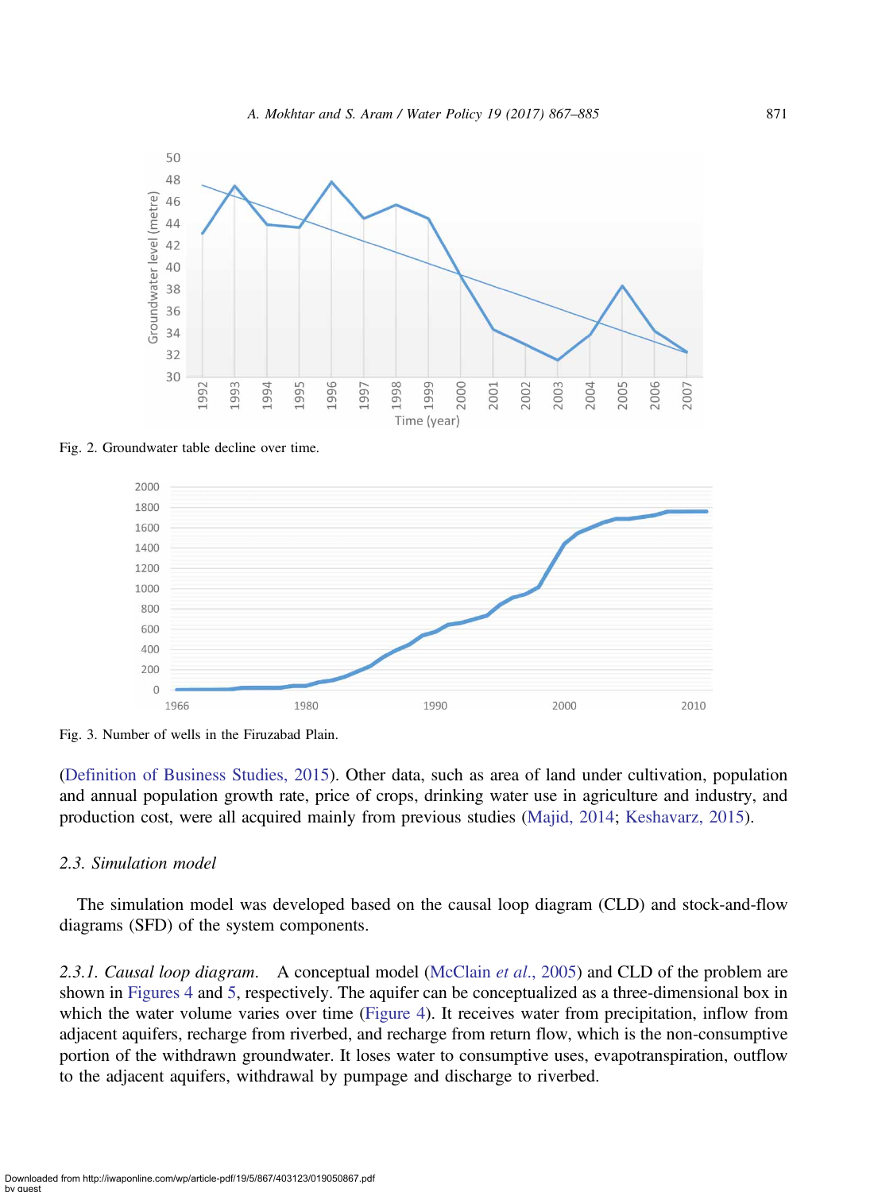Fig. 2. Groundwater table decline over time.

Fig. 3. Number of wells in the Firuzabad Plain.

(Definition of Business Studies, 2015). Other data, such as area of land under cultivation, population and annual population growth rate, price of crops, drinking water use in agriculture and industry, and production cost, were all acquired mainly from previous studies (Majid, 2014; Keshavarz, 2015).

### 2.3. Simulation model

The simulation model was developed based on the causal loop diagram (CLD) and stock-and-flow diagrams (SFD) of the system components.

*2.3.1. Causal loop diagram.* A conceptual model (McClain *et al.*, 2005) and CLD of the problem are shown in Figures 4 and 5, respectively. The aquifer can be conceptualized as a three-dimensional box in which the water volume varies over time (Figure 4). It receives water from precipitation, inflow from adjacent aquifers, recharge from riverbed, and recharge from return flow, which is the non-consumptive portion of the withdrawn groundwater. It loses water to consumptive uses, evapotranspiration, outflow to the adjacent aquifers, withdrawal by pumpage and discharge to riverbed.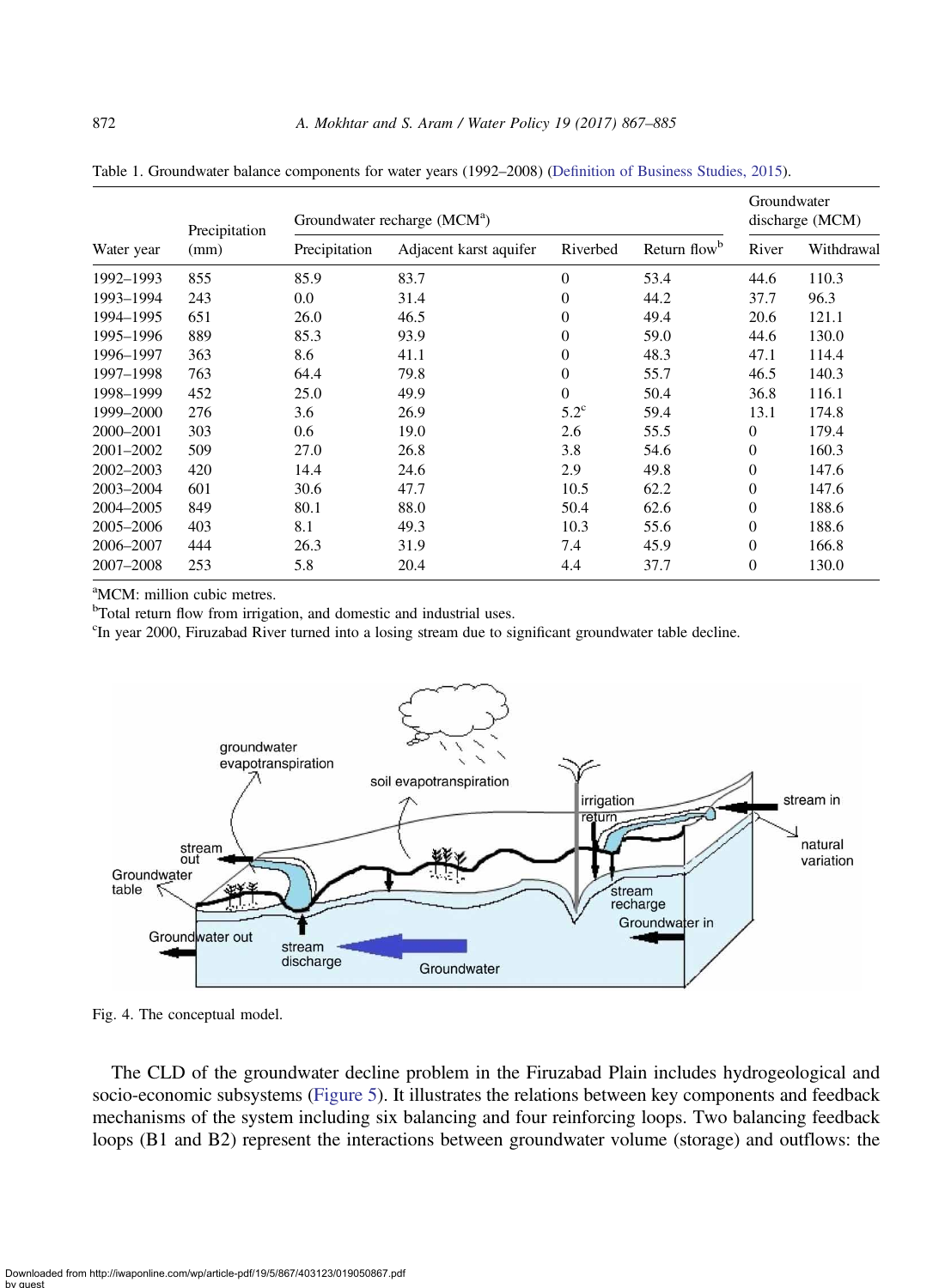Table 1. Groundwater balance components for water years (1992–2008) (Definition of Business Studies, 2015).

| Water year | Precipitation (mm) | Groundwater recharge (MCM[a]) | | | | Groundwater discharge (MCM) | |
|---|---|---|---|---|---|---|---|
| | | Precipitation | Adjacent karst aquifer | Riverbed | Return flow[b] | River | Withdrawal |
| 1992–1993 | 855 | 85.9 | 83.7 | 0 | 53.4 | 44.6 | 110.3 |
| 1993–1994 | 243 | 0.0 | 31.4 | 0 | 44.2 | 37.7 | 96.3 |
| 1994–1995 | 651 | 26.0 | 46.5 | 0 | 49.4 | 20.6 | 121.1 |
| 1995–1996 | 889 | 85.3 | 93.9 | 0 | 59.0 | 44.6 | 130.0 |
| 1996–1997 | 363 | 8.6 | 41.1 | 0 | 48.3 | 47.1 | 114.4 |
| 1997–1998 | 763 | 64.4 | 79.8 | 0 | 55.7 | 46.5 | 140.3 |
| 1998–1999 | 452 | 25.0 | 49.9 | 0 | 50.4 | 36.8 | 116.1 |
| 1999–2000 | 276 | 3.6 | 26.9 | 5.2[c] | 59.4 | 13.1 | 174.8 |
| 2000–2001 | 303 | 0.6 | 19.0 | 2.6 | 55.5 | 0 | 179.4 |
| 2001–2002 | 509 | 27.0 | 26.8 | 3.8 | 54.6 | 0 | 160.3 |
| 2002–2003 | 420 | 14.4 | 24.6 | 2.9 | 49.8 | 0 | 147.6 |
| 2003–2004 | 601 | 30.6 | 47.7 | 10.5 | 62.2 | 0 | 147.6 |
| 2004–2005 | 849 | 80.1 | 88.0 | 50.4 | 62.6 | 0 | 188.6 |
| 2005–2006 | 403 | 8.1 | 49.3 | 10.3 | 55.6 | 0 | 188.6 |
| 2006–2007 | 444 | 26.3 | 31.9 | 7.4 | 45.9 | 0 | 166.8 |
| 2007–2008 | 253 | 5.8 | 20.4 | 4.4 | 37.7 | 0 | 130.0 |

[a]MCM: million cubic metres.
[b]Total return flow from irrigation, and domestic and industrial uses.
[c]In year 2000, Firuzabad River turned into a losing stream due to significant groundwater table decline.

Fig. 4. The conceptual model.

The CLD of the groundwater decline problem in the Firuzabad Plain includes hydrogeological and socio-economic subsystems (Figure 5). It illustrates the relations between key components and feedback mechanisms of the system including six balancing and four reinforcing loops. Two balancing feedback loops (B1 and B2) represent the interactions between groundwater volume (storage) and outflows: the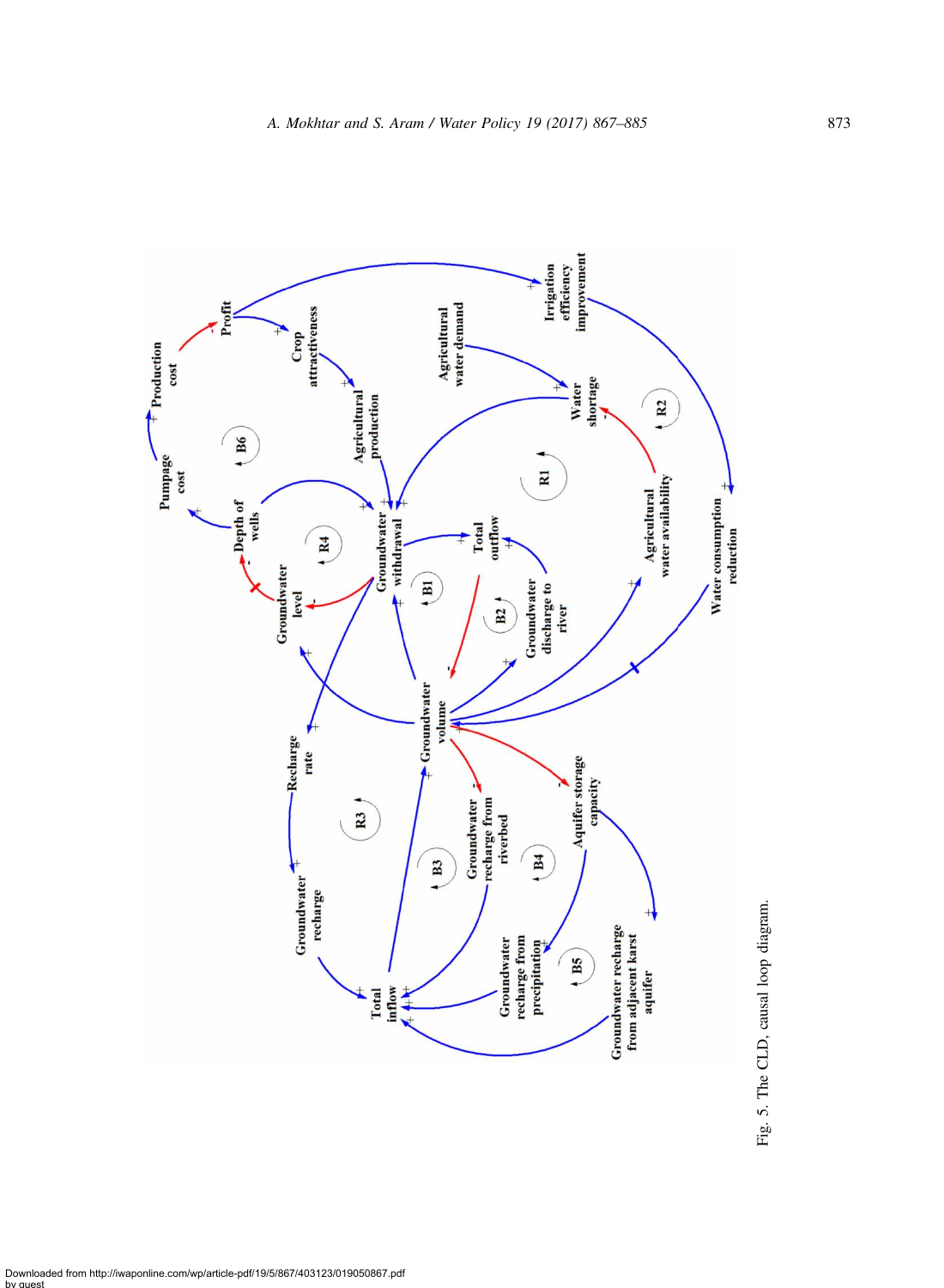Fig. 5. The CLD, causal loop diagram.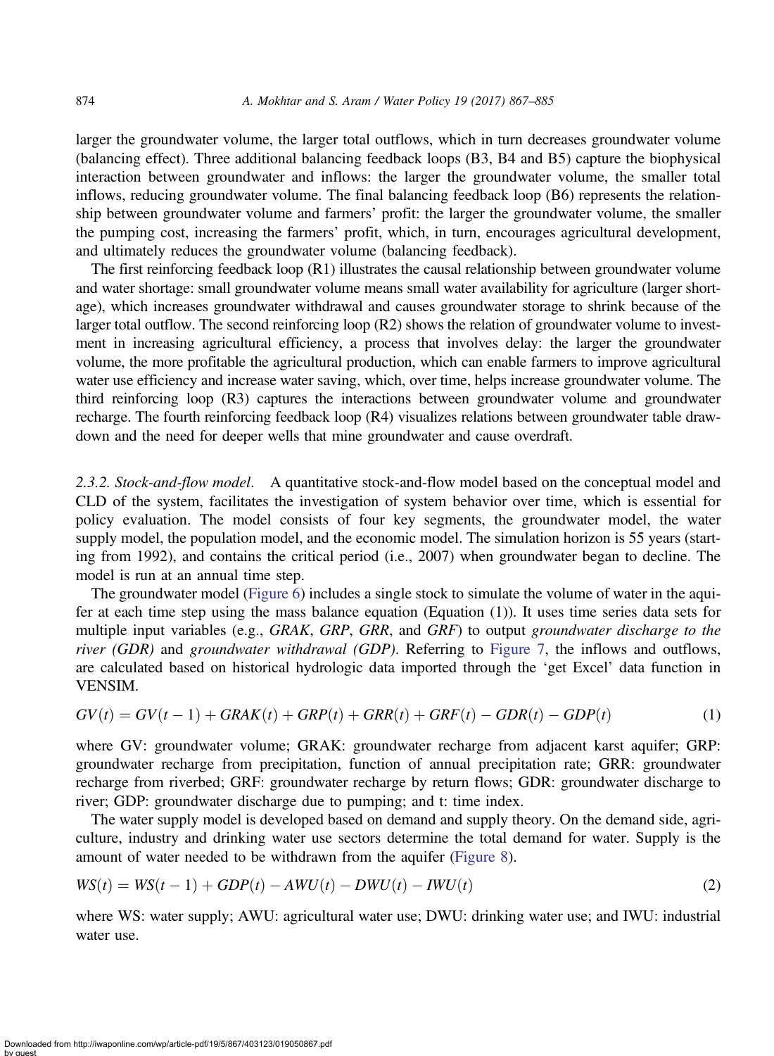larger the groundwater volume, the larger total outflows, which in turn decreases groundwater volume (balancing effect). Three additional balancing feedback loops (B3, B4 and B5) capture the biophysical interaction between groundwater and inflows: the larger the groundwater volume, the smaller total inflows, reducing groundwater volume. The final balancing feedback loop (B6) represents the relationship between groundwater volume and farmers' profit: the larger the groundwater volume, the smaller the pumping cost, increasing the farmers' profit, which, in turn, encourages agricultural development, and ultimately reduces the groundwater volume (balancing feedback).

The first reinforcing feedback loop (R1) illustrates the causal relationship between groundwater volume and water shortage: small groundwater volume means small water availability for agriculture (larger shortage), which increases groundwater withdrawal and causes groundwater storage to shrink because of the larger total outflow. The second reinforcing loop (R2) shows the relation of groundwater volume to investment in increasing agricultural efficiency, a process that involves delay: the larger the groundwater volume, the more profitable the agricultural production, which can enable farmers to improve agricultural water use efficiency and increase water saving, which, over time, helps increase groundwater volume. The third reinforcing loop (R3) captures the interactions between groundwater volume and groundwater recharge. The fourth reinforcing feedback loop (R4) visualizes relations between groundwater table drawdown and the need for deeper wells that mine groundwater and cause overdraft.

*2.3.2. Stock-and-flow model.* A quantitative stock-and-flow model based on the conceptual model and CLD of the system, facilitates the investigation of system behavior over time, which is essential for policy evaluation. The model consists of four key segments, the groundwater model, the water supply model, the population model, and the economic model. The simulation horizon is 55 years (starting from 1992), and contains the critical period (i.e., 2007) when groundwater began to decline. The model is run at an annual time step.

The groundwater model (Figure 6) includes a single stock to simulate the volume of water in the aquifer at each time step using the mass balance equation (Equation (1)). It uses time series data sets for multiple input variables (e.g., *GRAK*, *GRP*, *GRR*, and *GRF*) to output *groundwater discharge to the river (GDR)* and *groundwater withdrawal (GDP)*. Referring to Figure 7, the inflows and outflows, are calculated based on historical hydrologic data imported through the 'get Excel' data function in VENSIM.

$$GV(t) = GV(t-1) + GRAK(t) + GRP(t) + GRR(t) + GRF(t) - GDR(t) - GDP(t) \tag{1}$$

where GV: groundwater volume; GRAK: groundwater recharge from adjacent karst aquifer; GRP: groundwater recharge from precipitation, function of annual precipitation rate; GRR: groundwater recharge from riverbed; GRF: groundwater recharge by return flows; GDR: groundwater discharge to river; GDP: groundwater discharge due to pumping; and t: time index.

The water supply model is developed based on demand and supply theory. On the demand side, agriculture, industry and drinking water use sectors determine the total demand for water. Supply is the amount of water needed to be withdrawn from the aquifer (Figure 8).

$$WS(t) = WS(t-1) + GDP(t) - AWU(t) - DWU(t) - IWU(t) \tag{2}$$

where WS: water supply; AWU: agricultural water use; DWU: drinking water use; and IWU: industrial water use.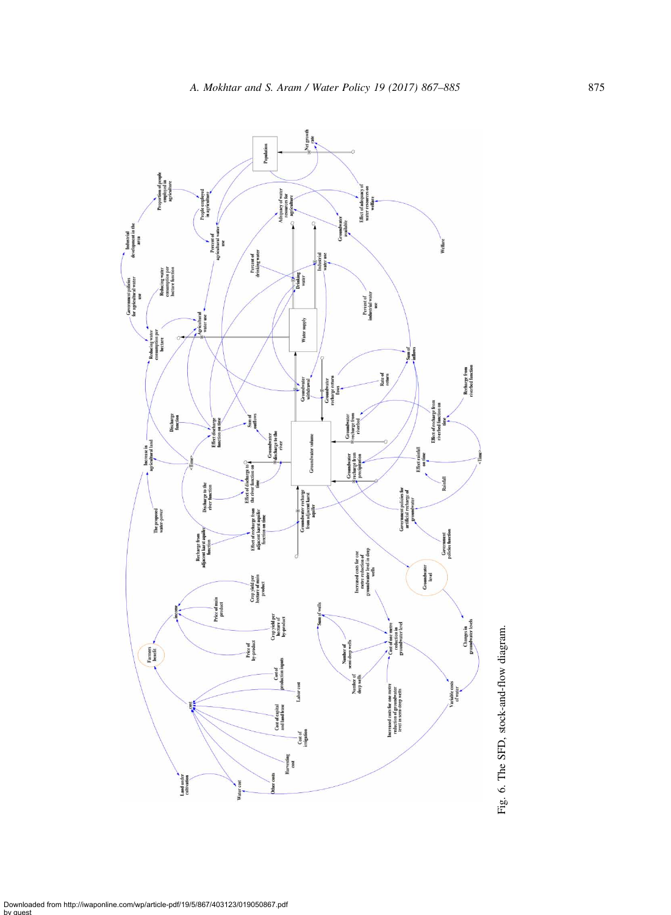Fig. 6. The SFD, stock-and-flow diagram.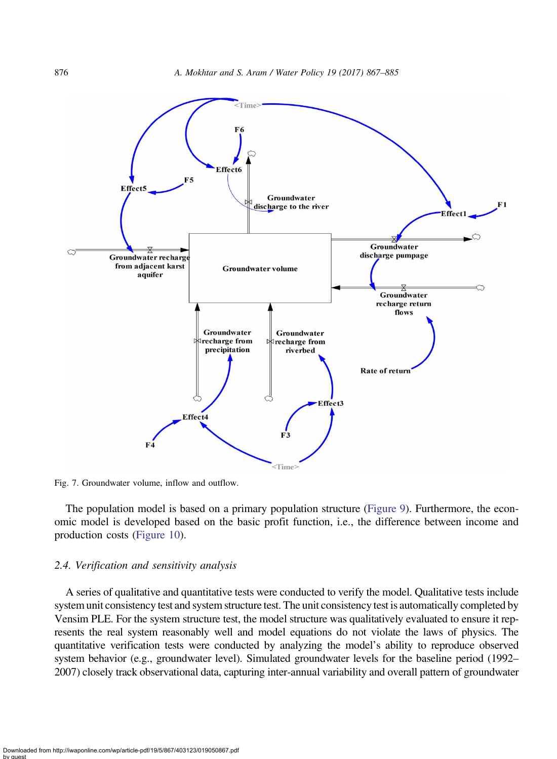Fig. 7. Groundwater volume, inflow and outflow.

The population model is based on a primary population structure (Figure 9). Furthermore, the economic model is developed based on the basic profit function, i.e., the difference between income and production costs (Figure 10).

### 2.4. Verification and sensitivity analysis

A series of qualitative and quantitative tests were conducted to verify the model. Qualitative tests include system unit consistency test and system structure test. The unit consistency test is automatically completed by Vensim PLE. For the system structure test, the model structure was qualitatively evaluated to ensure it represents the real system reasonably well and model equations do not violate the laws of physics. The quantitative verification tests were conducted by analyzing the model's ability to reproduce observed system behavior (e.g., groundwater level). Simulated groundwater levels for the baseline period (1992–2007) closely track observational data, capturing inter-annual variability and overall pattern of groundwater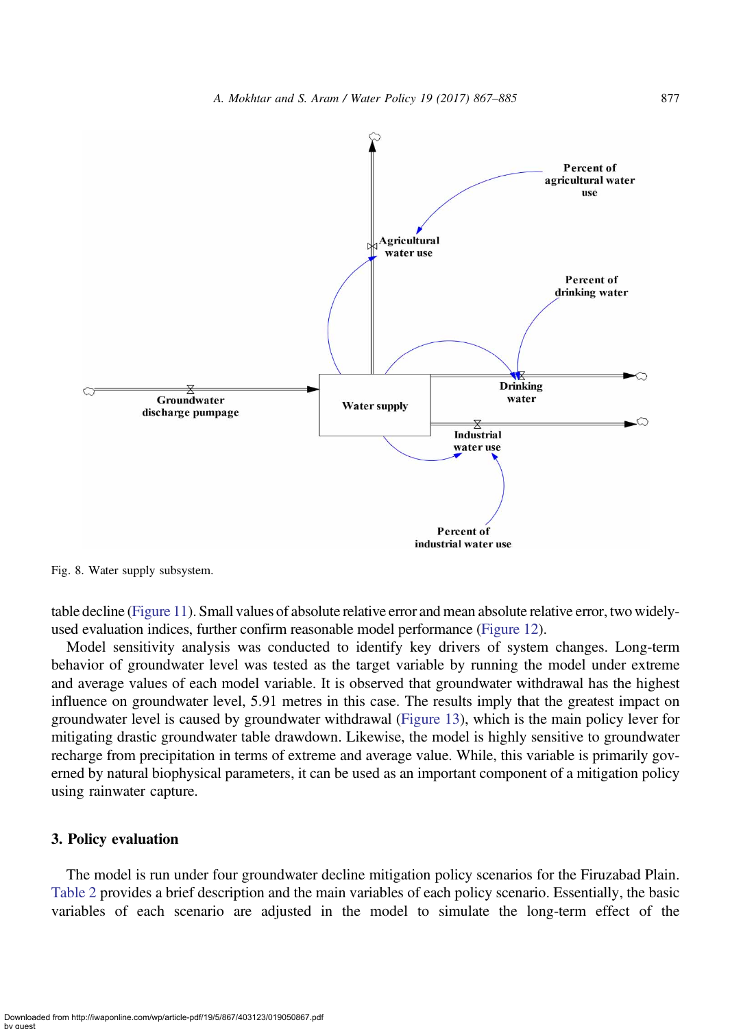Fig. 8. Water supply subsystem.

table decline (Figure 11). Small values of absolute relative error and mean absolute relative error, two widely-used evaluation indices, further confirm reasonable model performance (Figure 12).

Model sensitivity analysis was conducted to identify key drivers of system changes. Long-term behavior of groundwater level was tested as the target variable by running the model under extreme and average values of each model variable. It is observed that groundwater withdrawal has the highest influence on groundwater level, 5.91 metres in this case. The results imply that the greatest impact on groundwater level is caused by groundwater withdrawal (Figure 13), which is the main policy lever for mitigating drastic groundwater table drawdown. Likewise, the model is highly sensitive to groundwater recharge from precipitation in terms of extreme and average value. While, this variable is primarily governed by natural biophysical parameters, it can be used as an important component of a mitigation policy using rainwater capture.

## 3. Policy evaluation

The model is run under four groundwater decline mitigation policy scenarios for the Firuzabad Plain. Table 2 provides a brief description and the main variables of each policy scenario. Essentially, the basic variables of each scenario are adjusted in the model to simulate the long-term effect of the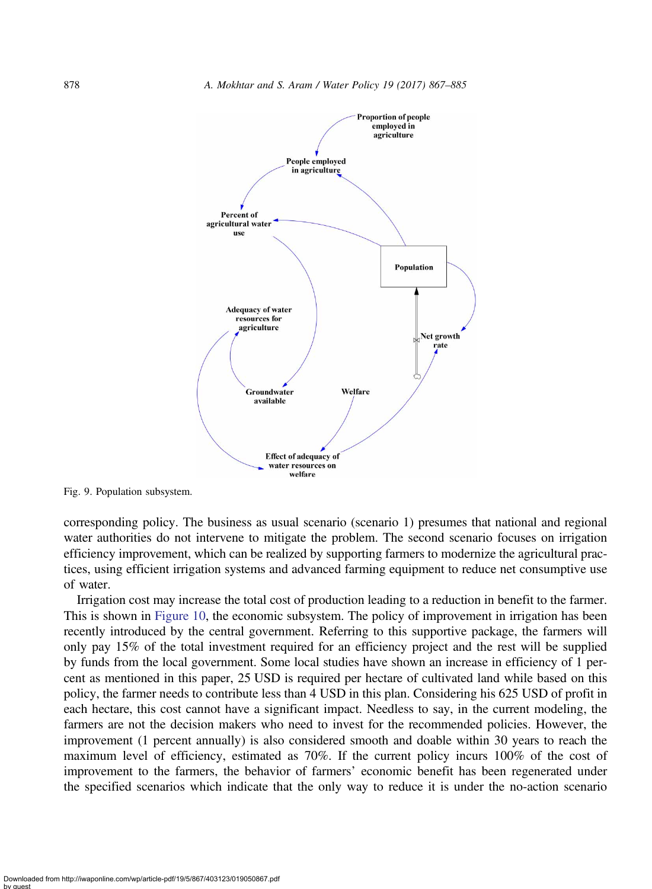Fig. 9. Population subsystem.

corresponding policy. The business as usual scenario (scenario 1) presumes that national and regional water authorities do not intervene to mitigate the problem. The second scenario focuses on irrigation efficiency improvement, which can be realized by supporting farmers to modernize the agricultural practices, using efficient irrigation systems and advanced farming equipment to reduce net consumptive use of water.

Irrigation cost may increase the total cost of production leading to a reduction in benefit to the farmer. This is shown in Figure 10, the economic subsystem. The policy of improvement in irrigation has been recently introduced by the central government. Referring to this supportive package, the farmers will only pay 15% of the total investment required for an efficiency project and the rest will be supplied by funds from the local government. Some local studies have shown an increase in efficiency of 1 percent as mentioned in this paper, 25 USD is required per hectare of cultivated land while based on this policy, the farmer needs to contribute less than 4 USD in this plan. Considering his 625 USD of profit in each hectare, this cost cannot have a significant impact. Needless to say, in the current modeling, the farmers are not the decision makers who need to invest for the recommended policies. However, the improvement (1 percent annually) is also considered smooth and doable within 30 years to reach the maximum level of efficiency, estimated as 70%. If the current policy incurs 100% of the cost of improvement to the farmers, the behavior of farmers' economic benefit has been regenerated under the specified scenarios which indicate that the only way to reduce it is under the no-action scenario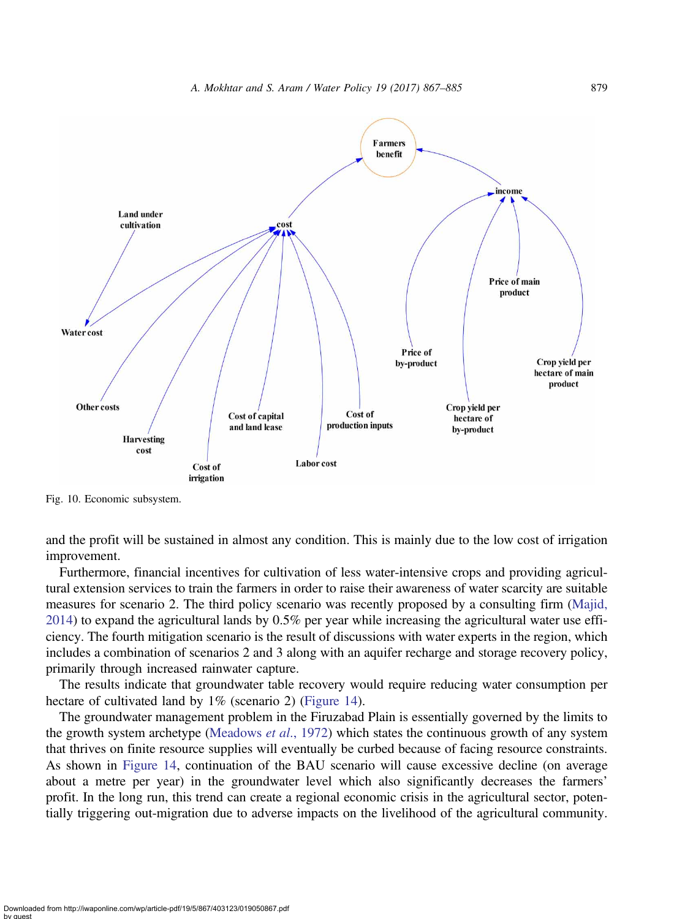Fig. 10. Economic subsystem.

and the profit will be sustained in almost any condition. This is mainly due to the low cost of irrigation improvement.

Furthermore, financial incentives for cultivation of less water-intensive crops and providing agricultural extension services to train the farmers in order to raise their awareness of water scarcity are suitable measures for scenario 2. The third policy scenario was recently proposed by a consulting firm (Majid, 2014) to expand the agricultural lands by 0.5% per year while increasing the agricultural water use efficiency. The fourth mitigation scenario is the result of discussions with water experts in the region, which includes a combination of scenarios 2 and 3 along with an aquifer recharge and storage recovery policy, primarily through increased rainwater capture.

The results indicate that groundwater table recovery would require reducing water consumption per hectare of cultivated land by 1% (scenario 2) (Figure 14).

The groundwater management problem in the Firuzabad Plain is essentially governed by the limits to the growth system archetype (Meadows *et al.*, 1972) which states the continuous growth of any system that thrives on finite resource supplies will eventually be curbed because of facing resource constraints. As shown in Figure 14, continuation of the BAU scenario will cause excessive decline (on average about a metre per year) in the groundwater level which also significantly decreases the farmers' profit. In the long run, this trend can create a regional economic crisis in the agricultural sector, potentially triggering out-migration due to adverse impacts on the livelihood of the agricultural community.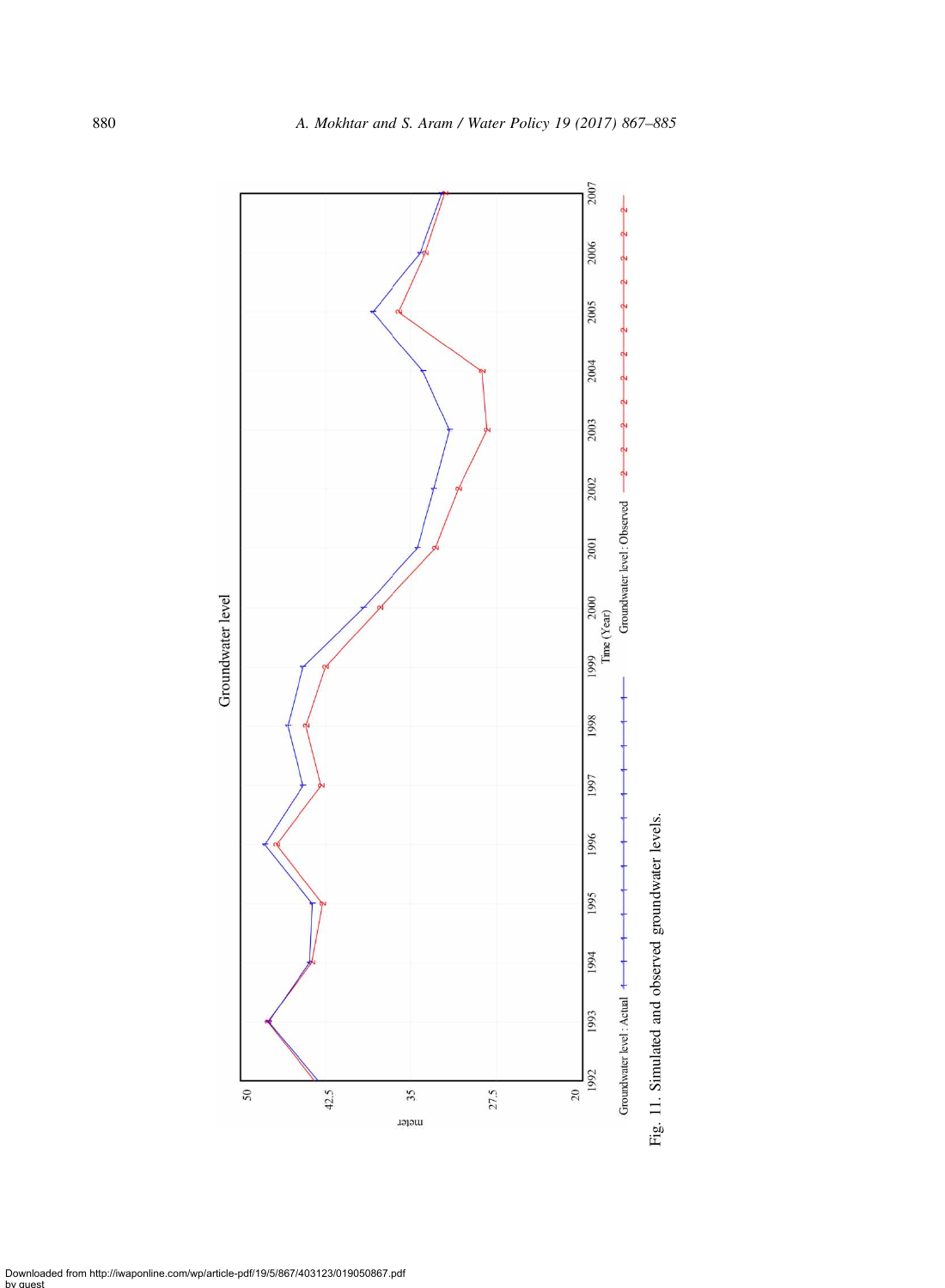Groundwater level

meter

50

42.5

35

27.5

20

1992 1993 1994 1995 1996 1997 1998 1999 2000 2001 2002 2003 2004 2005 2006 2007

Time (Year)

Groundwater level : Actual

Groundwater level : Observed

Fig. 11. Simulated and observed groundwater levels.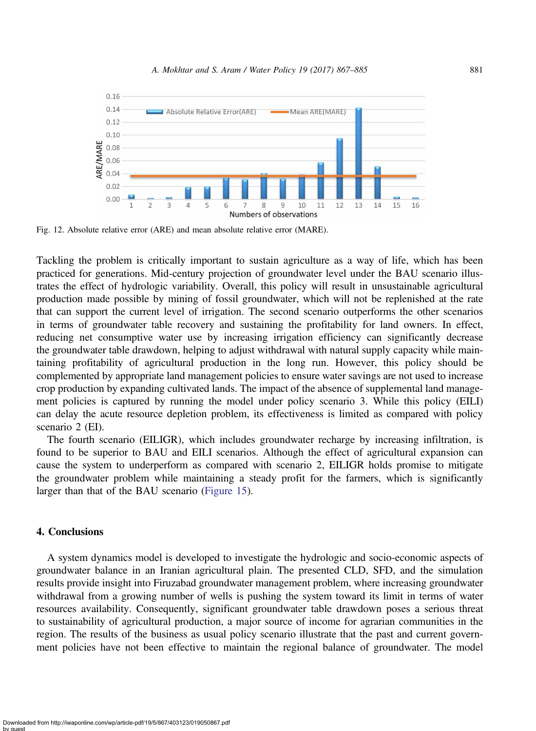0.16
0.14
0.12
0.10
0.08
0.06
0.04
0.02
0.00

ARE/MARE

Absolute Relative Error(ARE)
Mean ARE(MARE)

1 2 3 4 5 6 7 8 9 10 11 12 13 14 15 16

Numbers of observations

Fig. 12. Absolute relative error (ARE) and mean absolute relative error (MARE).

Tackling the problem is critically important to sustain agriculture as a way of life, which has been practiced for generations. Mid-century projection of groundwater level under the BAU scenario illustrates the effect of hydrologic variability. Overall, this policy will result in unsustainable agricultural production made possible by mining of fossil groundwater, which will not be replenished at the rate that can support the current level of irrigation. The second scenario outperforms the other scenarios in terms of groundwater table recovery and sustaining the profitability for land owners. In effect, reducing net consumptive water use by increasing irrigation efficiency can significantly decrease the groundwater table drawdown, helping to adjust withdrawal with natural supply capacity while maintaining profitability of agricultural production in the long run. However, this policy should be complemented by appropriate land management policies to ensure water savings are not used to increase crop production by expanding cultivated lands. The impact of the absence of supplemental land management policies is captured by running the model under policy scenario 3. While this policy (EILI) can delay the acute resource depletion problem, its effectiveness is limited as compared with policy scenario 2 (EI).

The fourth scenario (EILIGR), which includes groundwater recharge by increasing infiltration, is found to be superior to BAU and EILI scenarios. Although the effect of agricultural expansion can cause the system to underperform as compared with scenario 2, EILIGR holds promise to mitigate the groundwater problem while maintaining a steady profit for the farmers, which is significantly larger than that of the BAU scenario (Figure 15).

## 4. Conclusions

A system dynamics model is developed to investigate the hydrologic and socio-economic aspects of groundwater balance in an Iranian agricultural plain. The presented CLD, SFD, and the simulation results provide insight into Firuzabad groundwater management problem, where increasing groundwater withdrawal from a growing number of wells is pushing the system toward its limit in terms of water resources availability. Consequently, significant groundwater table drawdown poses a serious threat to sustainability of agricultural production, a major source of income for agrarian communities in the region. The results of the business as usual policy scenario illustrate that the past and current government policies have not been effective to maintain the regional balance of groundwater. The model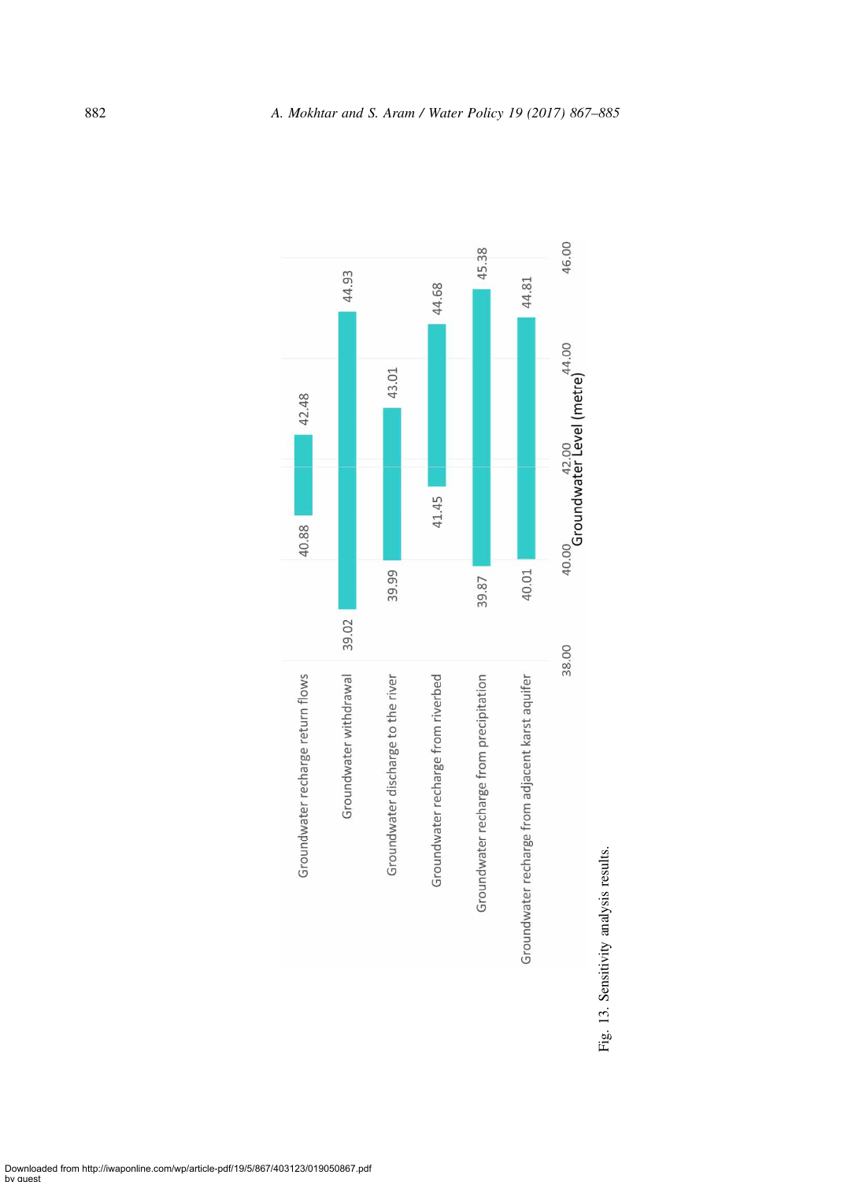| Parameter | Groundwater Level (metre) – Low | Groundwater Level (metre) – High |
|---|---|---|
| Groundwater recharge return flows | 40.88 | 42.48 |
| Groundwater withdrawal | 39.02 | 44.93 |
| Groundwater discharge to the river | 39.99 | 43.01 |
| Groundwater recharge from riverbed | 41.45 | 44.68 |
| Groundwater recharge from precipitation | 39.87 | 45.38 |
| Groundwater recharge from adjacent karst aquifer | 40.01 | 44.81 |

Fig. 13. Sensitivity analysis results.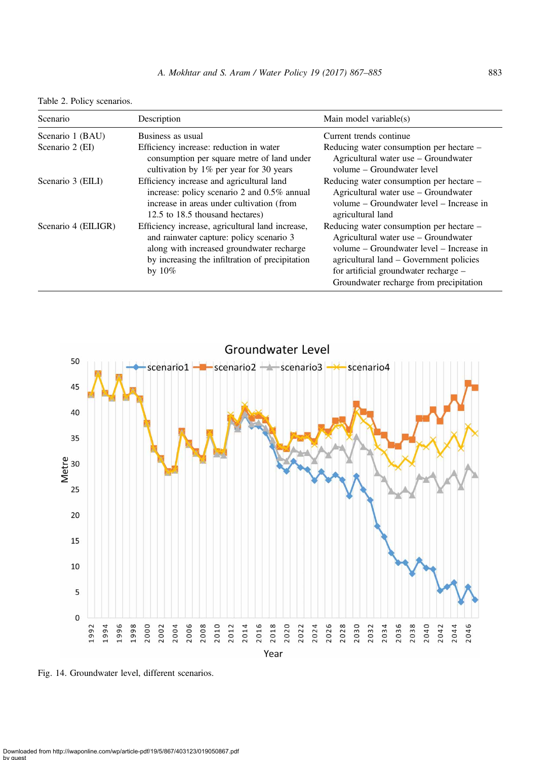Table 2. Policy scenarios.

| Scenario | Description | Main model variable(s) |
|---|---|---|
| Scenario 1 (BAU) | Business as usual | Current trends continue |
| Scenario 2 (EI) | Efficiency increase: reduction in water consumption per square metre of land under cultivation by 1% per year for 30 years | Reducing water consumption per hectare – Agricultural water use – Groundwater volume – Groundwater level |
| Scenario 3 (EILI) | Efficiency increase and agricultural land increase: policy scenario 2 and 0.5% annual increase in areas under cultivation (from 12.5 to 18.5 thousand hectares) | Reducing water consumption per hectare – Agricultural water use – Groundwater volume – Groundwater level – Increase in agricultural land |
| Scenario 4 (EILIGR) | Efficiency increase, agricultural land increase, and rainwater capture: policy scenario 3 along with increased groundwater recharge by increasing the infiltration of precipitation by 10% | Reducing water consumption per hectare – Agricultural water use – Groundwater volume – Groundwater level – Increase in agricultural land – Government policies for artificial groundwater recharge – Groundwater recharge from precipitation |

Fig. 14. Groundwater level, different scenarios.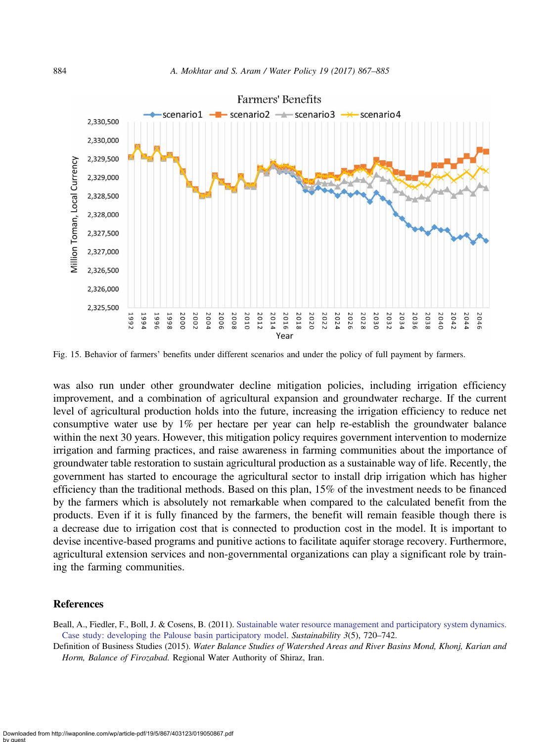Fig. 15. Behavior of farmers' benefits under different scenarios and under the policy of full payment by farmers.

was also run under other groundwater decline mitigation policies, including irrigation efficiency improvement, and a combination of agricultural expansion and groundwater recharge. If the current level of agricultural production holds into the future, increasing the irrigation efficiency to reduce net consumptive water use by 1% per hectare per year can help re-establish the groundwater balance within the next 30 years. However, this mitigation policy requires government intervention to modernize irrigation and farming practices, and raise awareness in farming communities about the importance of groundwater table restoration to sustain agricultural production as a sustainable way of life. Recently, the government has started to encourage the agricultural sector to install drip irrigation which has higher efficiency than the traditional methods. Based on this plan, 15% of the investment needs to be financed by the farmers which is absolutely not remarkable when compared to the calculated benefit from the products. Even if it is fully financed by the farmers, the benefit will remain feasible though there is a decrease due to irrigation cost that is connected to production cost in the model. It is important to devise incentive-based programs and punitive actions to facilitate aquifer storage recovery. Furthermore, agricultural extension services and non-governmental organizations can play a significant role by training the farming communities.

## References

Beall, A., Fiedler, F., Boll, J. & Cosens, B. (2011). Sustainable water resource management and participatory system dynamics. Case study: developing the Palouse basin participatory model. *Sustainability 3*(5), 720–742.

Definition of Business Studies (2015). *Water Balance Studies of Watershed Areas and River Basins Mond, Khonj, Karian and Horm, Balance of Firozabad.* Regional Water Authority of Shiraz, Iran.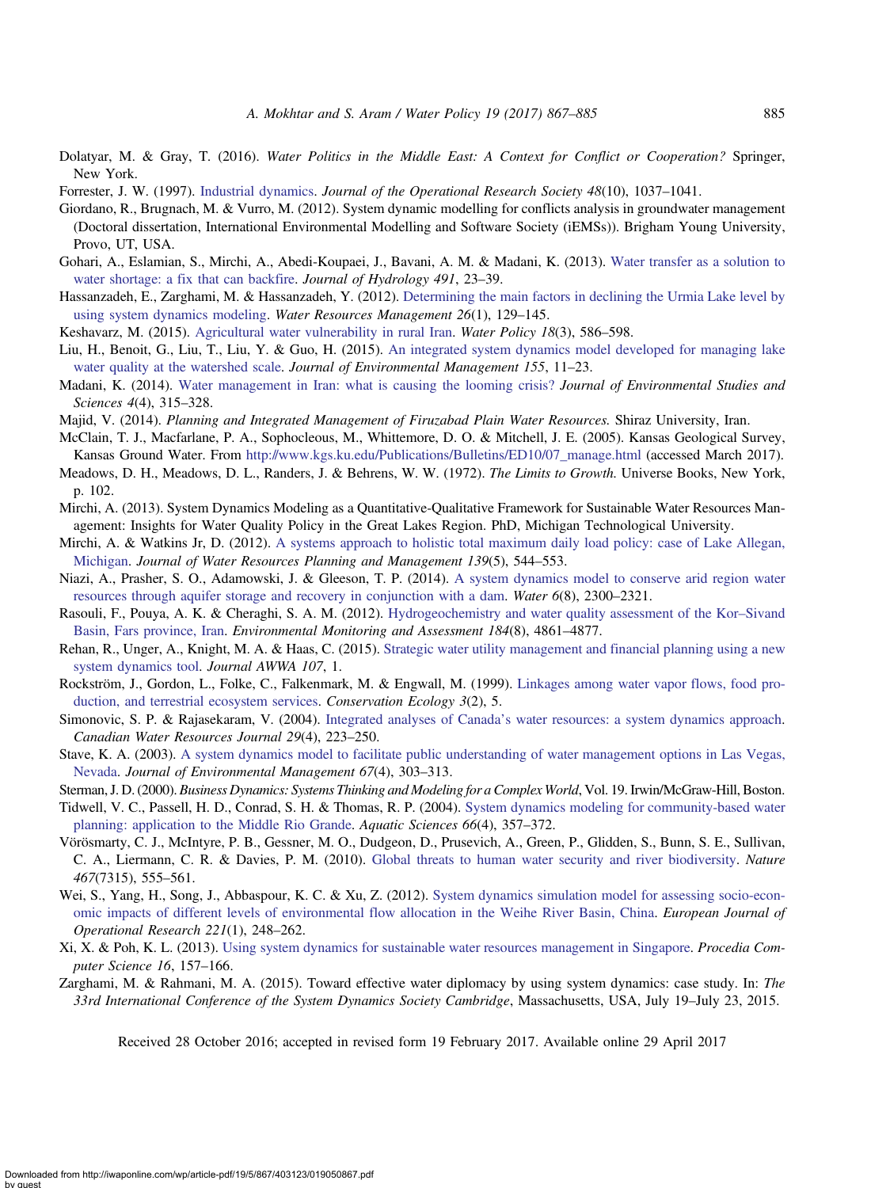Dolatyar, M. & Gray, T. (2016). *Water Politics in the Middle East: A Context for Conflict or Cooperation?* Springer, New York.

Forrester, J. W. (1997). Industrial dynamics. *Journal of the Operational Research Society 48*(10), 1037–1041.

Giordano, R., Brugnach, M. & Vurro, M. (2012). System dynamic modelling for conflicts analysis in groundwater management (Doctoral dissertation, International Environmental Modelling and Software Society (iEMSs)). Brigham Young University, Provo, UT, USA.

Gohari, A., Eslamian, S., Mirchi, A., Abedi-Koupaei, J., Bavani, A. M. & Madani, K. (2013). Water transfer as a solution to water shortage: a fix that can backfire. *Journal of Hydrology 491*, 23–39.

Hassanzadeh, E., Zarghami, M. & Hassanzadeh, Y. (2012). Determining the main factors in declining the Urmia Lake level by using system dynamics modeling. *Water Resources Management 26*(1), 129–145.

Keshavarz, M. (2015). Agricultural water vulnerability in rural Iran. *Water Policy 18*(3), 586–598.

Liu, H., Benoit, G., Liu, T., Liu, Y. & Guo, H. (2015). An integrated system dynamics model developed for managing lake water quality at the watershed scale. *Journal of Environmental Management 155*, 11–23.

Madani, K. (2014). Water management in Iran: what is causing the looming crisis? *Journal of Environmental Studies and Sciences 4*(4), 315–328.

Majid, V. (2014). *Planning and Integrated Management of Firuzabad Plain Water Resources.* Shiraz University, Iran.

McClain, T. J., Macfarlane, P. A., Sophocleous, M., Whittemore, D. O. & Mitchell, J. E. (2005). Kansas Geological Survey, Kansas Ground Water. From http://www.kgs.ku.edu/Publications/Bulletins/ED10/07_manage.html (accessed March 2017).

Meadows, D. H., Meadows, D. L., Randers, J. & Behrens, W. W. (1972). *The Limits to Growth.* Universe Books, New York, p. 102.

Mirchi, A. (2013). System Dynamics Modeling as a Quantitative-Qualitative Framework for Sustainable Water Resources Management: Insights for Water Quality Policy in the Great Lakes Region. PhD, Michigan Technological University.

Mirchi, A. & Watkins Jr, D. (2012). A systems approach to holistic total maximum daily load policy: case of Lake Allegan, Michigan. *Journal of Water Resources Planning and Management 139*(5), 544–553.

Niazi, A., Prasher, S. O., Adamowski, J. & Gleeson, T. P. (2014). A system dynamics model to conserve arid region water resources through aquifer storage and recovery in conjunction with a dam. *Water 6*(8), 2300–2321.

Rasouli, F., Pouya, A. K. & Cheraghi, S. A. M. (2012). Hydrogeochemistry and water quality assessment of the Kor–Sivand Basin, Fars province, Iran. *Environmental Monitoring and Assessment 184*(8), 4861–4877.

Rehan, R., Unger, A., Knight, M. A. & Haas, C. (2015). Strategic water utility management and financial planning using a new system dynamics tool. *Journal AWWA 107*, 1.

Rockström, J., Gordon, L., Folke, C., Falkenmark, M. & Engwall, M. (1999). Linkages among water vapor flows, food production, and terrestrial ecosystem services. *Conservation Ecology 3*(2), 5.

Simonovic, S. P. & Rajasekaram, V. (2004). Integrated analyses of Canada's water resources: a system dynamics approach. *Canadian Water Resources Journal 29*(4), 223–250.

Stave, K. A. (2003). A system dynamics model to facilitate public understanding of water management options in Las Vegas, Nevada. *Journal of Environmental Management 67*(4), 303–313.

Sterman, J. D. (2000). *Business Dynamics: Systems Thinking and Modeling for a Complex World*, Vol. 19. Irwin/McGraw-Hill, Boston.

Tidwell, V. C., Passell, H. D., Conrad, S. H. & Thomas, R. P. (2004). System dynamics modeling for community-based water planning: application to the Middle Rio Grande. *Aquatic Sciences 66*(4), 357–372.

Vörösmarty, C. J., McIntyre, P. B., Gessner, M. O., Dudgeon, D., Prusevich, A., Green, P., Glidden, S., Bunn, S. E., Sullivan, C. A., Liermann, C. R. & Davies, P. M. (2010). Global threats to human water security and river biodiversity. *Nature 467*(7315), 555–561.

Wei, S., Yang, H., Song, J., Abbaspour, K. C. & Xu, Z. (2012). System dynamics simulation model for assessing socio-economic impacts of different levels of environmental flow allocation in the Weihe River Basin, China. *European Journal of Operational Research 221*(1), 248–262.

Xi, X. & Poh, K. L. (2013). Using system dynamics for sustainable water resources management in Singapore. *Procedia Computer Science 16*, 157–166.

Zarghami, M. & Rahmani, M. A. (2015). Toward effective water diplomacy by using system dynamics: case study. In: *The 33rd International Conference of the System Dynamics Society Cambridge*, Massachusetts, USA, July 19–July 23, 2015.

Received 28 October 2016; accepted in revised form 19 February 2017. Available online 29 April 2017